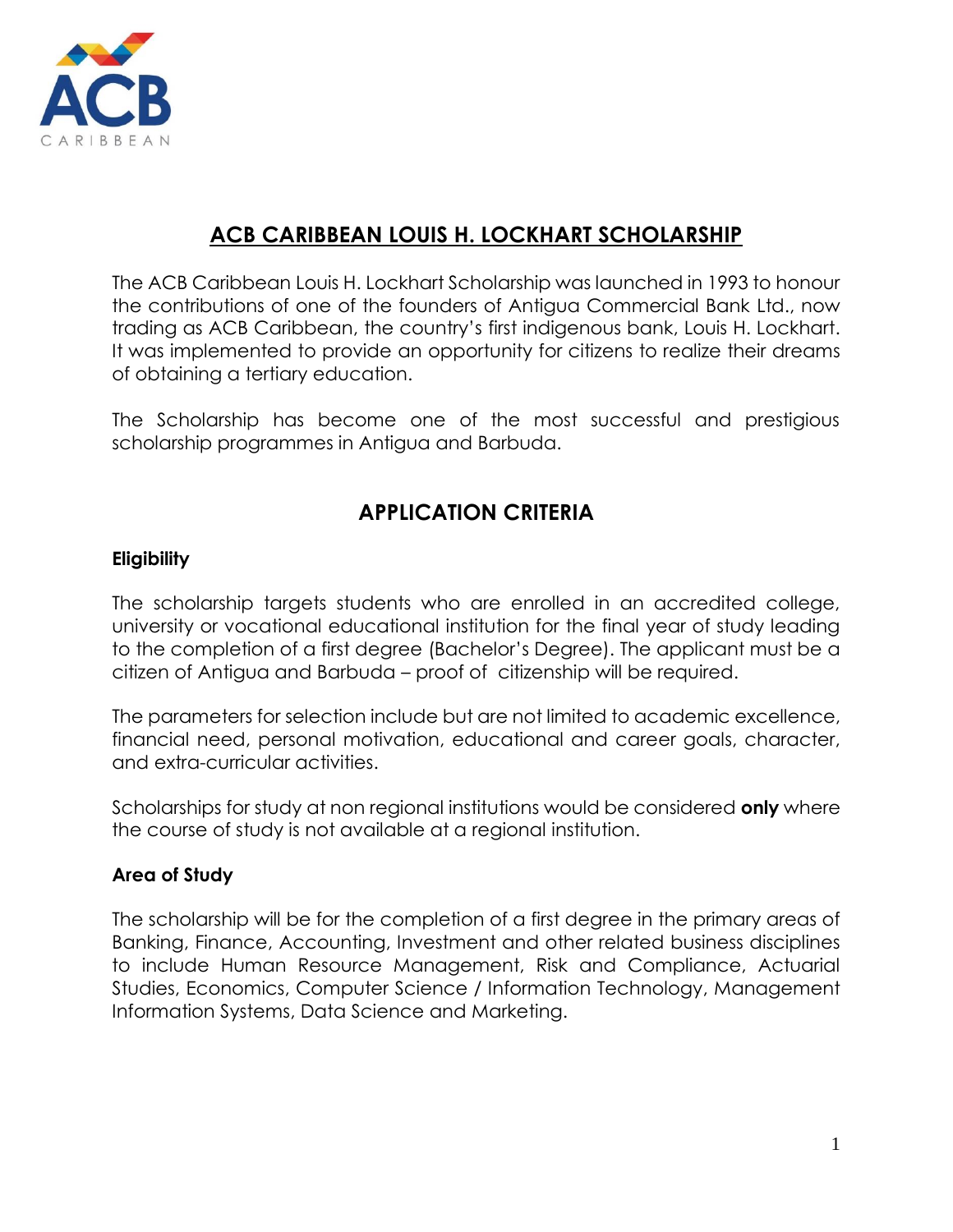# ACB CARIBBEAN LOUIS H. LOCKHART SCHOLARSHIP

The ACB Caribbean Louis H. Lockhart Scholarship was launched in 1993 to honour the contributions of one of the founders of Antigua Commercial Bank Ltd., now trading as ACB Caribbean, the country's first indigenous bank, Louis H. Lockhart. It was implemented to provide an opportunity for citizens to realize their dreams of obtaining a tertiary education.

The Scholarship has become one of the most successful and prestigious scholarship programmes in Antigua and Barbuda.

## APPLICATION CRITERIA

### Eligibility

The scholarship targets students who are enrolled in an accredited college, university or vocational educational institution for the final year of study leading to the completion of a first degree (Bachelor's Degree). The applicant must be a citizen of Antigua and Barbuda – proof of citizenship will be required.

The parameters for selection include but are not limited to academic excellence, financial need, personal motivation, educational and career goals, character, and extra-curricular activities.

Scholarships for study at non regional institutions would be considered **only** where the course of study is not available at a regional institution.

### Area of Study

The scholarship will be for the completion of a first degree in the primary areas of Banking, Finance, Accounting, Investment and other related business disciplines to include Human Resource Management, Risk and Compliance, Actuarial Studies, Economics, Computer Science / Information Technology, Management Information Systems, Data Science and Marketing.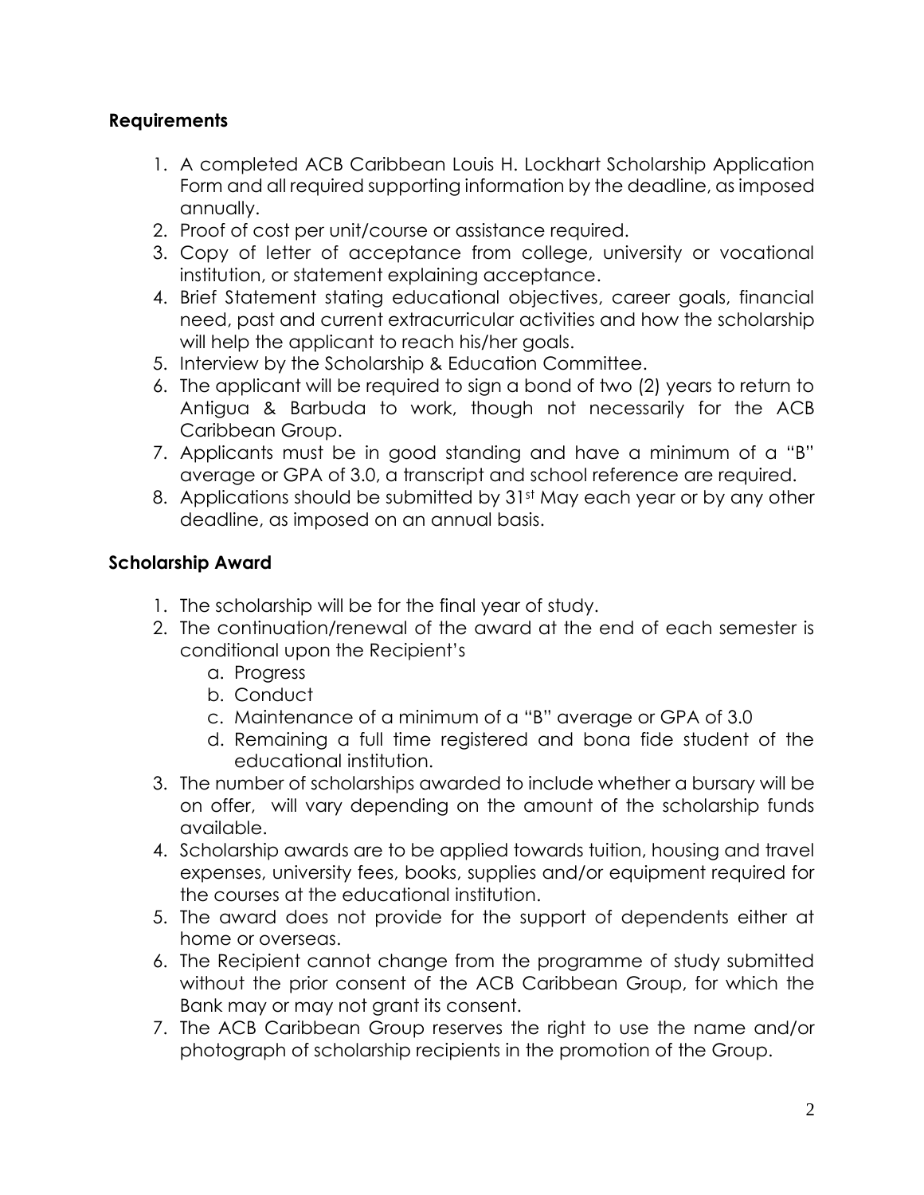## Requirements

1. A completed ACB Caribbean Louis H. Lockhart Scholarship Application Form and all required supporting information by the deadline, as imposed annually.
2. Proof of cost per unit/course or assistance required.
3. Copy of letter of acceptance from college, university or vocational institution, or statement explaining acceptance.
4. Brief Statement stating educational objectives, career goals, financial need, past and current extracurricular activities and how the scholarship will help the applicant to reach his/her goals.
5. Interview by the Scholarship & Education Committee.
6. The applicant will be required to sign a bond of two (2) years to return to Antigua & Barbuda to work, though not necessarily for the ACB Caribbean Group.
7. Applicants must be in good standing and have a minimum of a "B" average or GPA of 3.0, a transcript and school reference are required.
8. Applications should be submitted by 31st May each year or by any other deadline, as imposed on an annual basis.

## Scholarship Award

1. The scholarship will be for the final year of study.
2. The continuation/renewal of the award at the end of each semester is conditional upon the Recipient's
   a. Progress
   b. Conduct
   c. Maintenance of a minimum of a "B" average or GPA of 3.0
   d. Remaining a full time registered and bona fide student of the educational institution.
3. The number of scholarships awarded to include whether a bursary will be on offer, will vary depending on the amount of the scholarship funds available.
4. Scholarship awards are to be applied towards tuition, housing and travel expenses, university fees, books, supplies and/or equipment required for the courses at the educational institution.
5. The award does not provide for the support of dependents either at home or overseas.
6. The Recipient cannot change from the programme of study submitted without the prior consent of the ACB Caribbean Group, for which the Bank may or may not grant its consent.
7. The ACB Caribbean Group reserves the right to use the name and/or photograph of scholarship recipients in the promotion of the Group.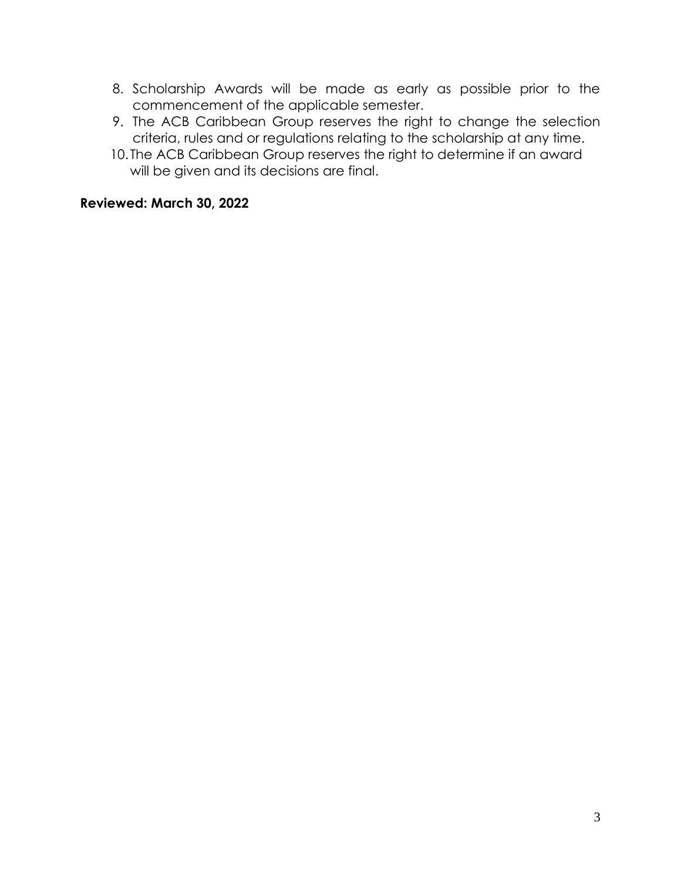8. Scholarship Awards will be made as early as possible prior to the commencement of the applicable semester.
9. The ACB Caribbean Group reserves the right to change the selection criteria, rules and or regulations relating to the scholarship at any time.
10. The ACB Caribbean Group reserves the right to determine if an award will be given and its decisions are final.

**Reviewed: March 30, 2022**